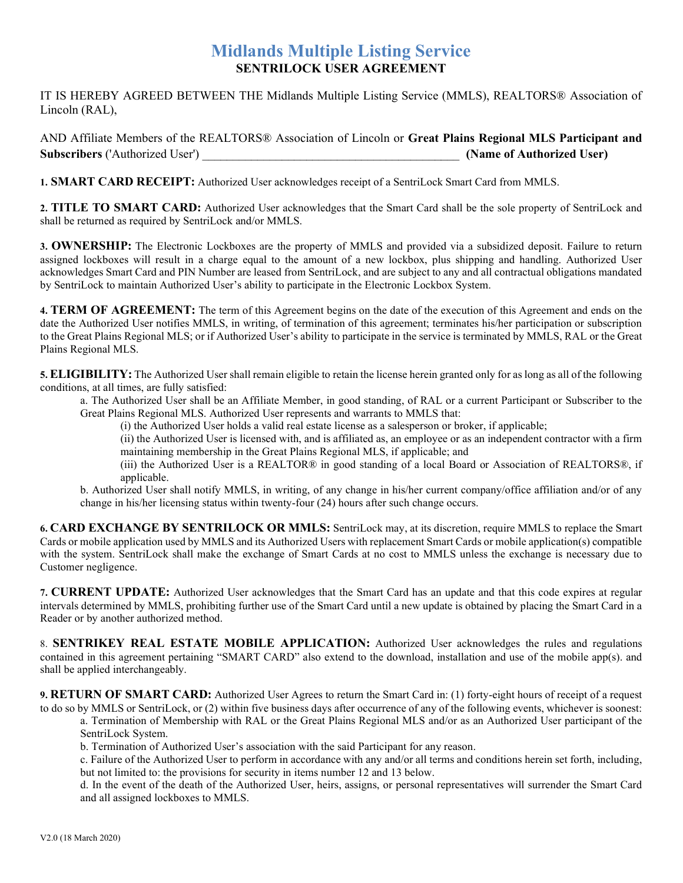# Midlands Multiple Listing Service

## SENTRILOCK USER AGREEMENT

IT IS HEREBY AGREED BETWEEN THE Midlands Multiple Listing Service (MMLS), REALTORS® Association of Lincoln (RAL),

AND Affiliate Members of the REALTORS® Association of Lincoln or **Great Plains Regional MLS Participant and Subscribers** ('Authorized User') ___________________________________________ **(Name of Authorized User)**

1. **SMART CARD RECEIPT:** Authorized User acknowledges receipt of a SentriLock Smart Card from MMLS.

2. **TITLE TO SMART CARD:** Authorized User acknowledges that the Smart Card shall be the sole property of SentriLock and shall be returned as required by SentriLock and/or MMLS.

3. **OWNERSHIP:** The Electronic Lockboxes are the property of MMLS and provided via a subsidized deposit. Failure to return assigned lockboxes will result in a charge equal to the amount of a new lockbox, plus shipping and handling. Authorized User acknowledges Smart Card and PIN Number are leased from SentriLock, and are subject to any and all contractual obligations mandated by SentriLock to maintain Authorized User's ability to participate in the Electronic Lockbox System.

4. **TERM OF AGREEMENT:** The term of this Agreement begins on the date of the execution of this Agreement and ends on the date the Authorized User notifies MMLS, in writing, of termination of this agreement; terminates his/her participation or subscription to the Great Plains Regional MLS; or if Authorized User's ability to participate in the service is terminated by MMLS, RAL or the Great Plains Regional MLS.

5. **ELIGIBILITY:** The Authorized User shall remain eligible to retain the license herein granted only for as long as all of the following conditions, at all times, are fully satisfied:

   a. The Authorized User shall be an Affiliate Member, in good standing, of RAL or a current Participant or Subscriber to the Great Plains Regional MLS. Authorized User represents and warrants to MMLS that:

      (i) the Authorized User holds a valid real estate license as a salesperson or broker, if applicable;

      (ii) the Authorized User is licensed with, and is affiliated as, an employee or as an independent contractor with a firm maintaining membership in the Great Plains Regional MLS, if applicable; and

      (iii) the Authorized User is a REALTOR® in good standing of a local Board or Association of REALTORS®, if applicable.

   b. Authorized User shall notify MMLS, in writing, of any change in his/her current company/office affiliation and/or of any change in his/her licensing status within twenty-four (24) hours after such change occurs.

6. **CARD EXCHANGE BY SENTRILOCK OR MMLS:** SentriLock may, at its discretion, require MMLS to replace the Smart Cards or mobile application used by MMLS and its Authorized Users with replacement Smart Cards or mobile application(s) compatible with the system. SentriLock shall make the exchange of Smart Cards at no cost to MMLS unless the exchange is necessary due to Customer negligence.

7. **CURRENT UPDATE:** Authorized User acknowledges that the Smart Card has an update and that this code expires at regular intervals determined by MMLS, prohibiting further use of the Smart Card until a new update is obtained by placing the Smart Card in a Reader or by another authorized method.

8. **SENTRIKEY REAL ESTATE MOBILE APPLICATION:** Authorized User acknowledges the rules and regulations contained in this agreement pertaining "SMART CARD" also extend to the download, installation and use of the mobile app(s). and shall be applied interchangeably.

9. **RETURN OF SMART CARD:** Authorized User Agrees to return the Smart Card in: (1) forty-eight hours of receipt of a request to do so by MMLS or SentriLock, or (2) within five business days after occurrence of any of the following events, whichever is soonest:

   a. Termination of Membership with RAL or the Great Plains Regional MLS and/or as an Authorized User participant of the SentriLock System.

   b. Termination of Authorized User's association with the said Participant for any reason.

   c. Failure of the Authorized User to perform in accordance with any and/or all terms and conditions herein set forth, including, but not limited to: the provisions for security in items number 12 and 13 below.

   d. In the event of the death of the Authorized User, heirs, assigns, or personal representatives will surrender the Smart Card and all assigned lockboxes to MMLS.

V2.0 (18 March 2020)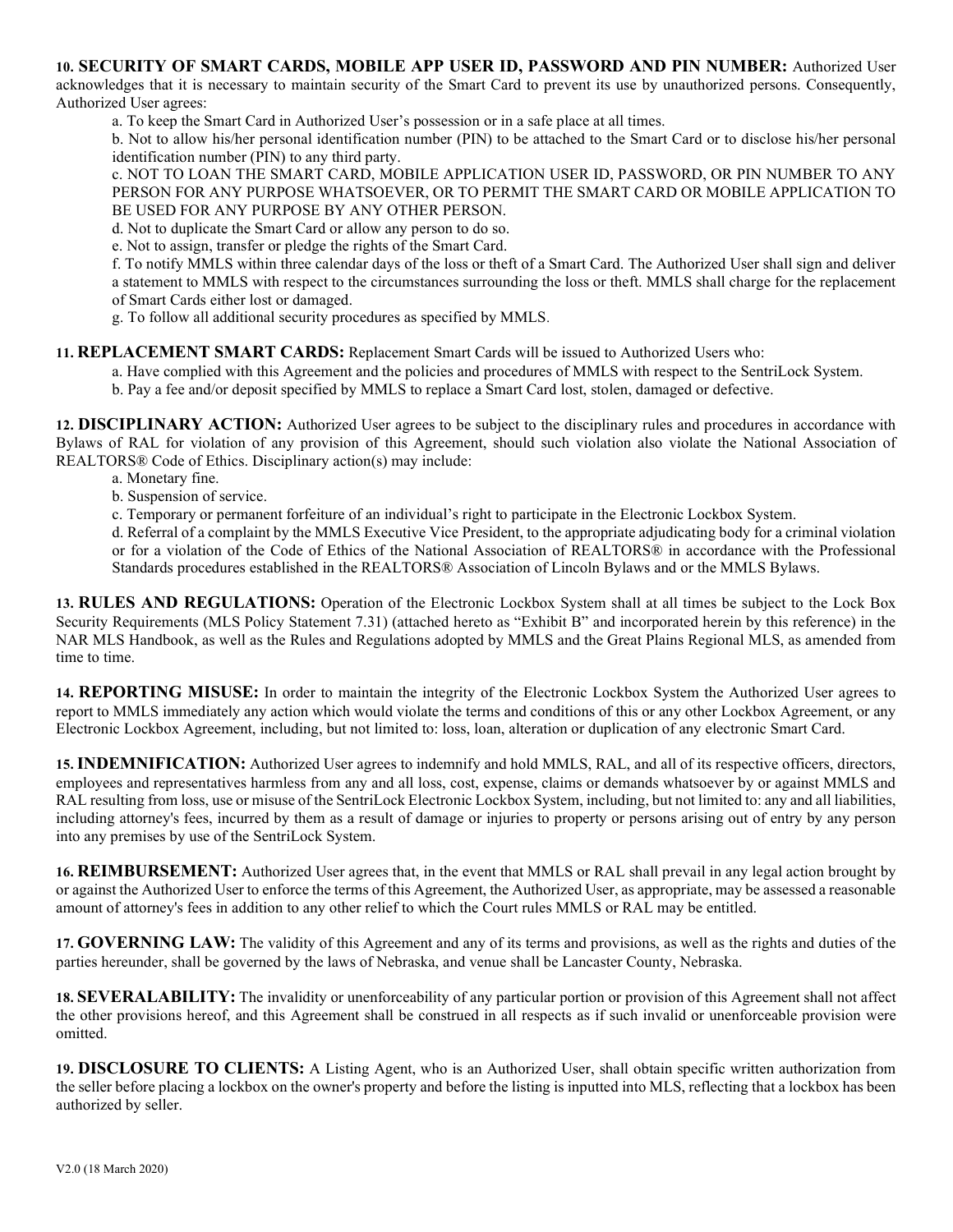**10. SECURITY OF SMART CARDS, MOBILE APP USER ID, PASSWORD AND PIN NUMBER:** Authorized User acknowledges that it is necessary to maintain security of the Smart Card to prevent its use by unauthorized persons. Consequently, Authorized User agrees:

a. To keep the Smart Card in Authorized User's possession or in a safe place at all times.

b. Not to allow his/her personal identification number (PIN) to be attached to the Smart Card or to disclose his/her personal identification number (PIN) to any third party.

c. NOT TO LOAN THE SMART CARD, MOBILE APPLICATION USER ID, PASSWORD, OR PIN NUMBER TO ANY PERSON FOR ANY PURPOSE WHATSOEVER, OR TO PERMIT THE SMART CARD OR MOBILE APPLICATION TO BE USED FOR ANY PURPOSE BY ANY OTHER PERSON.

d. Not to duplicate the Smart Card or allow any person to do so.

e. Not to assign, transfer or pledge the rights of the Smart Card.

f. To notify MMLS within three calendar days of the loss or theft of a Smart Card. The Authorized User shall sign and deliver a statement to MMLS with respect to the circumstances surrounding the loss or theft. MMLS shall charge for the replacement of Smart Cards either lost or damaged.

g. To follow all additional security procedures as specified by MMLS.

**11. REPLACEMENT SMART CARDS:** Replacement Smart Cards will be issued to Authorized Users who:

a. Have complied with this Agreement and the policies and procedures of MMLS with respect to the SentriLock System.

b. Pay a fee and/or deposit specified by MMLS to replace a Smart Card lost, stolen, damaged or defective.

**12. DISCIPLINARY ACTION:** Authorized User agrees to be subject to the disciplinary rules and procedures in accordance with Bylaws of RAL for violation of any provision of this Agreement, should such violation also violate the National Association of REALTORS® Code of Ethics. Disciplinary action(s) may include:

a. Monetary fine.

b. Suspension of service.

c. Temporary or permanent forfeiture of an individual's right to participate in the Electronic Lockbox System.

d. Referral of a complaint by the MMLS Executive Vice President, to the appropriate adjudicating body for a criminal violation or for a violation of the Code of Ethics of the National Association of REALTORS® in accordance with the Professional Standards procedures established in the REALTORS® Association of Lincoln Bylaws and or the MMLS Bylaws.

**13. RULES AND REGULATIONS:** Operation of the Electronic Lockbox System shall at all times be subject to the Lock Box Security Requirements (MLS Policy Statement 7.31) (attached hereto as "Exhibit B" and incorporated herein by this reference) in the NAR MLS Handbook, as well as the Rules and Regulations adopted by MMLS and the Great Plains Regional MLS, as amended from time to time.

**14. REPORTING MISUSE:** In order to maintain the integrity of the Electronic Lockbox System the Authorized User agrees to report to MMLS immediately any action which would violate the terms and conditions of this or any other Lockbox Agreement, or any Electronic Lockbox Agreement, including, but not limited to: loss, loan, alteration or duplication of any electronic Smart Card.

**15. INDEMNIFICATION:** Authorized User agrees to indemnify and hold MMLS, RAL, and all of its respective officers, directors, employees and representatives harmless from any and all loss, cost, expense, claims or demands whatsoever by or against MMLS and RAL resulting from loss, use or misuse of the SentriLock Electronic Lockbox System, including, but not limited to: any and all liabilities, including attorney's fees, incurred by them as a result of damage or injuries to property or persons arising out of entry by any person into any premises by use of the SentriLock System.

**16. REIMBURSEMENT:** Authorized User agrees that, in the event that MMLS or RAL shall prevail in any legal action brought by or against the Authorized User to enforce the terms of this Agreement, the Authorized User, as appropriate, may be assessed a reasonable amount of attorney's fees in addition to any other relief to which the Court rules MMLS or RAL may be entitled.

**17. GOVERNING LAW:** The validity of this Agreement and any of its terms and provisions, as well as the rights and duties of the parties hereunder, shall be governed by the laws of Nebraska, and venue shall be Lancaster County, Nebraska.

**18. SEVERALABILITY:** The invalidity or unenforceability of any particular portion or provision of this Agreement shall not affect the other provisions hereof, and this Agreement shall be construed in all respects as if such invalid or unenforceable provision were omitted.

**19. DISCLOSURE TO CLIENTS:** A Listing Agent, who is an Authorized User, shall obtain specific written authorization from the seller before placing a lockbox on the owner's property and before the listing is inputted into MLS, reflecting that a lockbox has been authorized by seller.

V2.0 (18 March 2020)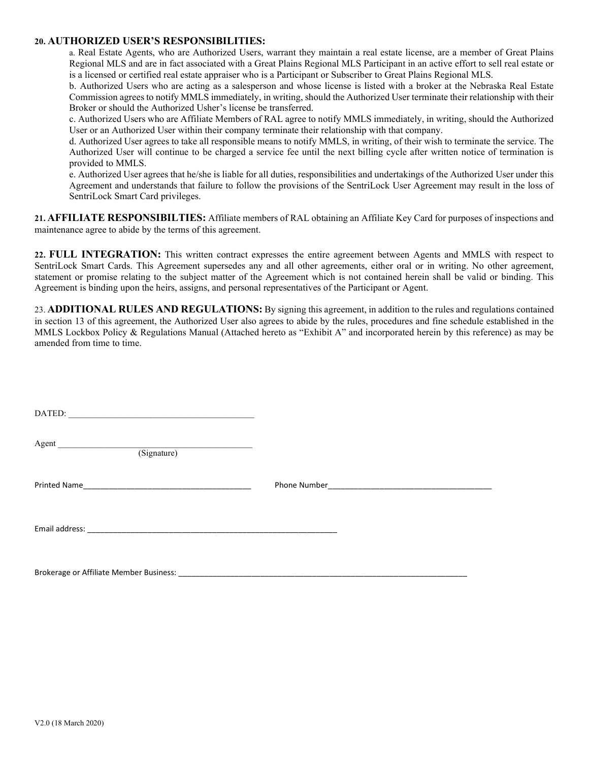**20. AUTHORIZED USER'S RESPONSIBILITIES:**

a. Real Estate Agents, who are Authorized Users, warrant they maintain a real estate license, are a member of Great Plains Regional MLS and are in fact associated with a Great Plains Regional MLS Participant in an active effort to sell real estate or is a licensed or certified real estate appraiser who is a Participant or Subscriber to Great Plains Regional MLS.

b. Authorized Users who are acting as a salesperson and whose license is listed with a broker at the Nebraska Real Estate Commission agrees to notify MMLS immediately, in writing, should the Authorized User terminate their relationship with their Broker or should the Authorized Usher's license be transferred.

c. Authorized Users who are Affiliate Members of RAL agree to notify MMLS immediately, in writing, should the Authorized User or an Authorized User within their company terminate their relationship with that company.

d. Authorized User agrees to take all responsible means to notify MMLS, in writing, of their wish to terminate the service. The Authorized User will continue to be charged a service fee until the next billing cycle after written notice of termination is provided to MMLS.

e. Authorized User agrees that he/she is liable for all duties, responsibilities and undertakings of the Authorized User under this Agreement and understands that failure to follow the provisions of the SentriLock User Agreement may result in the loss of SentriLock Smart Card privileges.

**21. AFFILIATE RESPONSIBILTIES:** Affiliate members of RAL obtaining an Affiliate Key Card for purposes of inspections and maintenance agree to abide by the terms of this agreement.

**22. FULL INTEGRATION:** This written contract expresses the entire agreement between Agents and MMLS with respect to SentriLock Smart Cards. This Agreement supersedes any and all other agreements, either oral or in writing. No other agreement, statement or promise relating to the subject matter of the Agreement which is not contained herein shall be valid or binding. This Agreement is binding upon the heirs, assigns, and personal representatives of the Participant or Agent.

23. **ADDITIONAL RULES AND REGULATIONS:** By signing this agreement, in addition to the rules and regulations contained in section 13 of this agreement, the Authorized User also agrees to abide by the rules, procedures and fine schedule established in the MMLS Lockbox Policy & Regulations Manual (Attached hereto as "Exhibit A" and incorporated herein by this reference) as may be amended from time to time.

DATED: ________________________________________

Agent ________________________________________
(Signature)

Printed Name________________________________________ Phone Number________________________________________

Email address: ________________________________________________________

Brokerage or Affiliate Member Business: ______________________________________________________________________

V2.0 (18 March 2020)